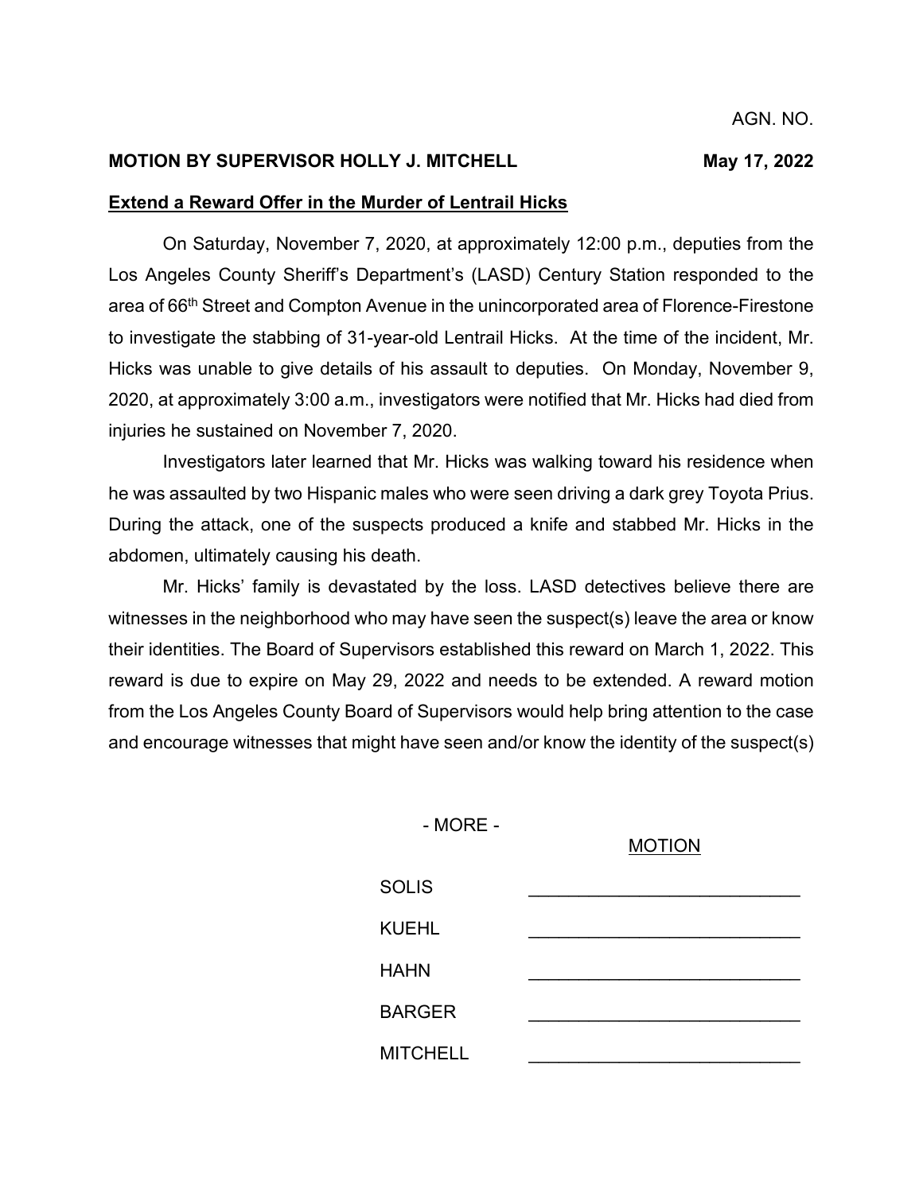AGN. NO.

**MOTION BY SUPERVISOR HOLLY J. MITCHELL** **May 17, 2022**

**Extend a Reward Offer in the Murder of Lentrail Hicks**

On Saturday, November 7, 2020, at approximately 12:00 p.m., deputies from the Los Angeles County Sheriff's Department's (LASD) Century Station responded to the area of 66th Street and Compton Avenue in the unincorporated area of Florence-Firestone to investigate the stabbing of 31-year-old Lentrail Hicks. At the time of the incident, Mr. Hicks was unable to give details of his assault to deputies. On Monday, November 9, 2020, at approximately 3:00 a.m., investigators were notified that Mr. Hicks had died from injuries he sustained on November 7, 2020.

Investigators later learned that Mr. Hicks was walking toward his residence when he was assaulted by two Hispanic males who were seen driving a dark grey Toyota Prius. During the attack, one of the suspects produced a knife and stabbed Mr. Hicks in the abdomen, ultimately causing his death.

Mr. Hicks' family is devastated by the loss. LASD detectives believe there are witnesses in the neighborhood who may have seen the suspect(s) leave the area or know their identities. The Board of Supervisors established this reward on March 1, 2022. This reward is due to expire on May 29, 2022 and needs to be extended. A reward motion from the Los Angeles County Board of Supervisors would help bring attention to the case and encourage witnesses that might have seen and/or know the identity of the suspect(s)

\- MORE -

| | MOTION |
|---|---|
| SOLIS | \_\_\_\_\_\_\_\_\_\_\_\_\_\_\_\_\_\_\_\_\_\_\_\_\_\_\_ |
| KUEHL | \_\_\_\_\_\_\_\_\_\_\_\_\_\_\_\_\_\_\_\_\_\_\_\_\_\_\_ |
| HAHN | \_\_\_\_\_\_\_\_\_\_\_\_\_\_\_\_\_\_\_\_\_\_\_\_\_\_\_ |
| BARGER | \_\_\_\_\_\_\_\_\_\_\_\_\_\_\_\_\_\_\_\_\_\_\_\_\_\_\_ |
| MITCHELL | \_\_\_\_\_\_\_\_\_\_\_\_\_\_\_\_\_\_\_\_\_\_\_\_\_\_\_ |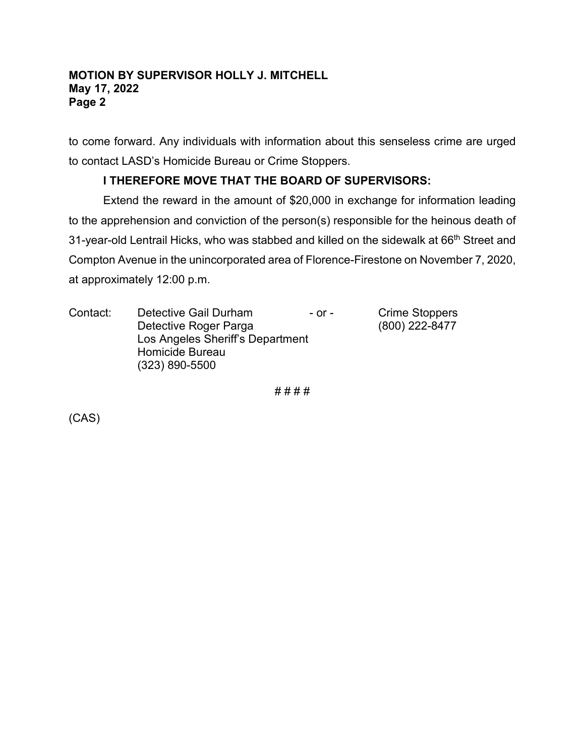to come forward. Any individuals with information about this senseless crime are urged to contact LASD's Homicide Bureau or Crime Stoppers.

**I THEREFORE MOVE THAT THE BOARD OF SUPERVISORS:**

Extend the reward in the amount of $20,000 in exchange for information leading to the apprehension and conviction of the person(s) responsible for the heinous death of 31-year-old Lentrail Hicks, who was stabbed and killed on the sidewalk at 66th Street and Compton Avenue in the unincorporated area of Florence-Firestone on November 7, 2020, at approximately 12:00 p.m.

| | | | |
|---|---|---|---|
| Contact: | Detective Gail Durham<br>Detective Roger Parga<br>Los Angeles Sheriff's Department<br>Homicide Bureau<br>(323) 890-5500 | - or - | Crime Stoppers<br>(800) 222-8477 |

# # # #

(CAS)